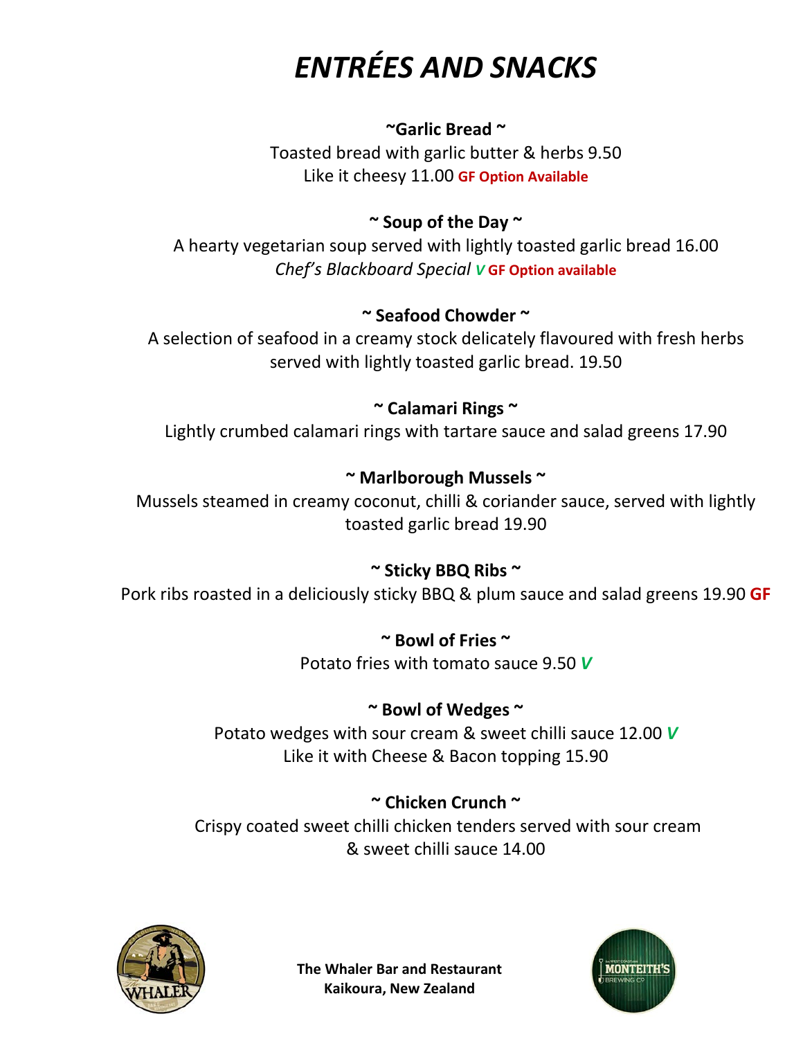# *ENTRÉES AND SNACKS*

**~Garlic Bread ~**

Toasted bread with garlic butter & herbs 9.50
Like it cheesy 11.00 **GF Option Available**

**~ Soup of the Day ~**

A hearty vegetarian soup served with lightly toasted garlic bread 16.00
*Chef's Blackboard Special* ***V*** **GF Option available**

**~ Seafood Chowder ~**

A selection of seafood in a creamy stock delicately flavoured with fresh herbs served with lightly toasted garlic bread. 19.50

**~ Calamari Rings ~**

Lightly crumbed calamari rings with tartare sauce and salad greens 17.90

**~ Marlborough Mussels ~**

Mussels steamed in creamy coconut, chilli & coriander sauce, served with lightly toasted garlic bread 19.90

**~ Sticky BBQ Ribs ~**

Pork ribs roasted in a deliciously sticky BBQ & plum sauce and salad greens 19.90 **GF**

**~ Bowl of Fries ~**

Potato fries with tomato sauce 9.50 ***V***

**~ Bowl of Wedges ~**

Potato wedges with sour cream & sweet chilli sauce 12.00 ***V***
Like it with Cheese & Bacon topping 15.90

**~ Chicken Crunch ~**

Crispy coated sweet chilli chicken tenders served with sour cream & sweet chilli sauce 14.00

**The Whaler Bar and Restaurant**
**Kaikoura, New Zealand**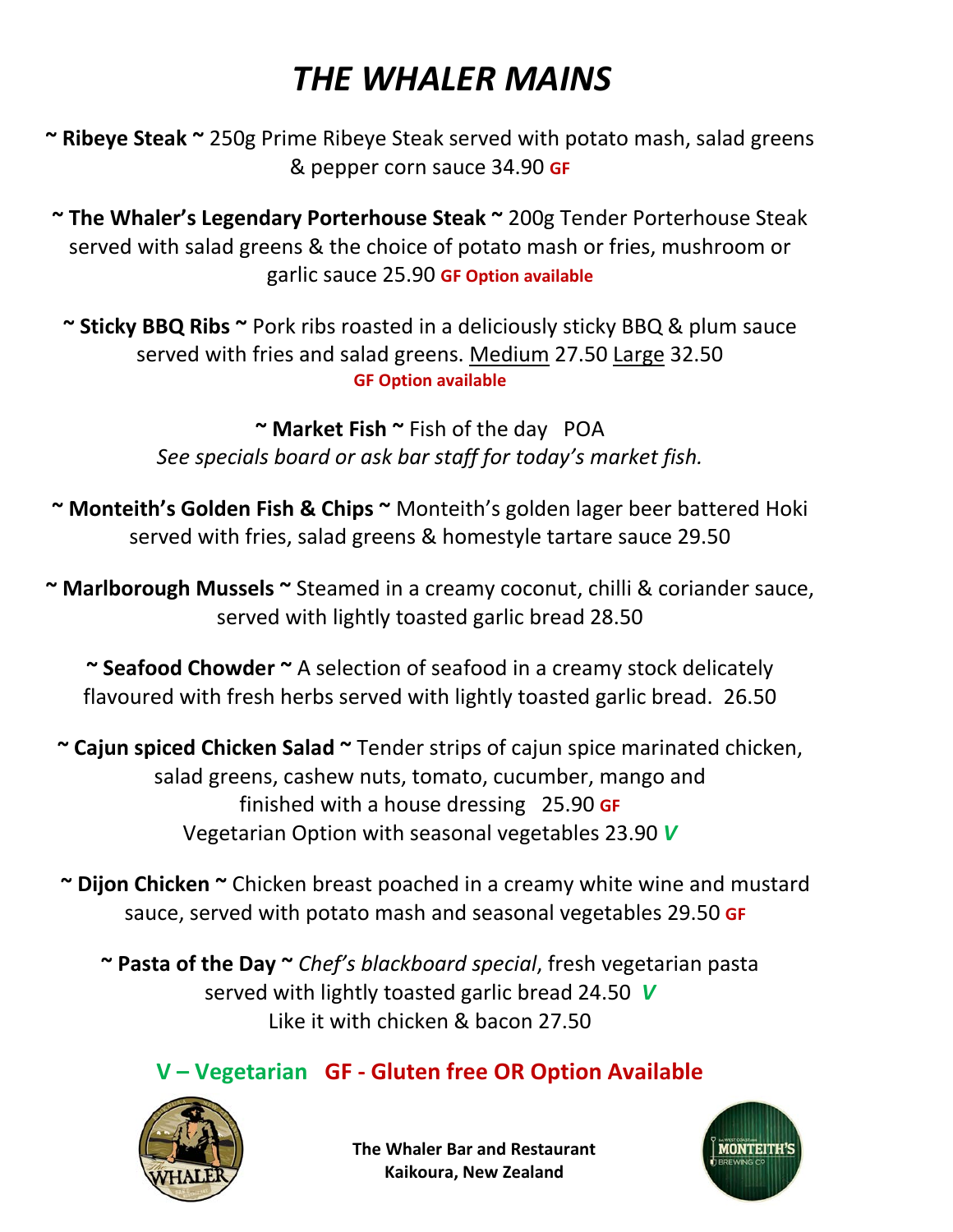# *THE WHALER MAINS*

**~ Ribeye Steak ~** 250g Prime Ribeye Steak served with potato mash, salad greens & pepper corn sauce 34.90 **GF**

**~ The Whaler's Legendary Porterhouse Steak ~** 200g Tender Porterhouse Steak served with salad greens & the choice of potato mash or fries, mushroom or garlic sauce 25.90 **GF Option available**

**~ Sticky BBQ Ribs ~** Pork ribs roasted in a deliciously sticky BBQ & plum sauce served with fries and salad greens. Medium 27.50 Large 32.50 **GF Option available**

**~ Market Fish ~** Fish of the day POA
*See specials board or ask bar staff for today's market fish.*

**~ Monteith's Golden Fish & Chips ~** Monteith's golden lager beer battered Hoki served with fries, salad greens & homestyle tartare sauce 29.50

**~ Marlborough Mussels ~** Steamed in a creamy coconut, chilli & coriander sauce, served with lightly toasted garlic bread 28.50

**~ Seafood Chowder ~** A selection of seafood in a creamy stock delicately flavoured with fresh herbs served with lightly toasted garlic bread. 26.50

**~ Cajun spiced Chicken Salad ~** Tender strips of cajun spice marinated chicken, salad greens, cashew nuts, tomato, cucumber, mango and finished with a house dressing 25.90 **GF**
Vegetarian Option with seasonal vegetables 23.90 ***V***

**~ Dijon Chicken ~** Chicken breast poached in a creamy white wine and mustard sauce, served with potato mash and seasonal vegetables 29.50 **GF**

**~ Pasta of the Day ~** *Chef's blackboard special*, fresh vegetarian pasta served with lightly toasted garlic bread 24.50 ***V***
Like it with chicken & bacon 27.50

**V – Vegetarian GF - Gluten free OR Option Available**

**The Whaler Bar and Restaurant**
**Kaikoura, New Zealand**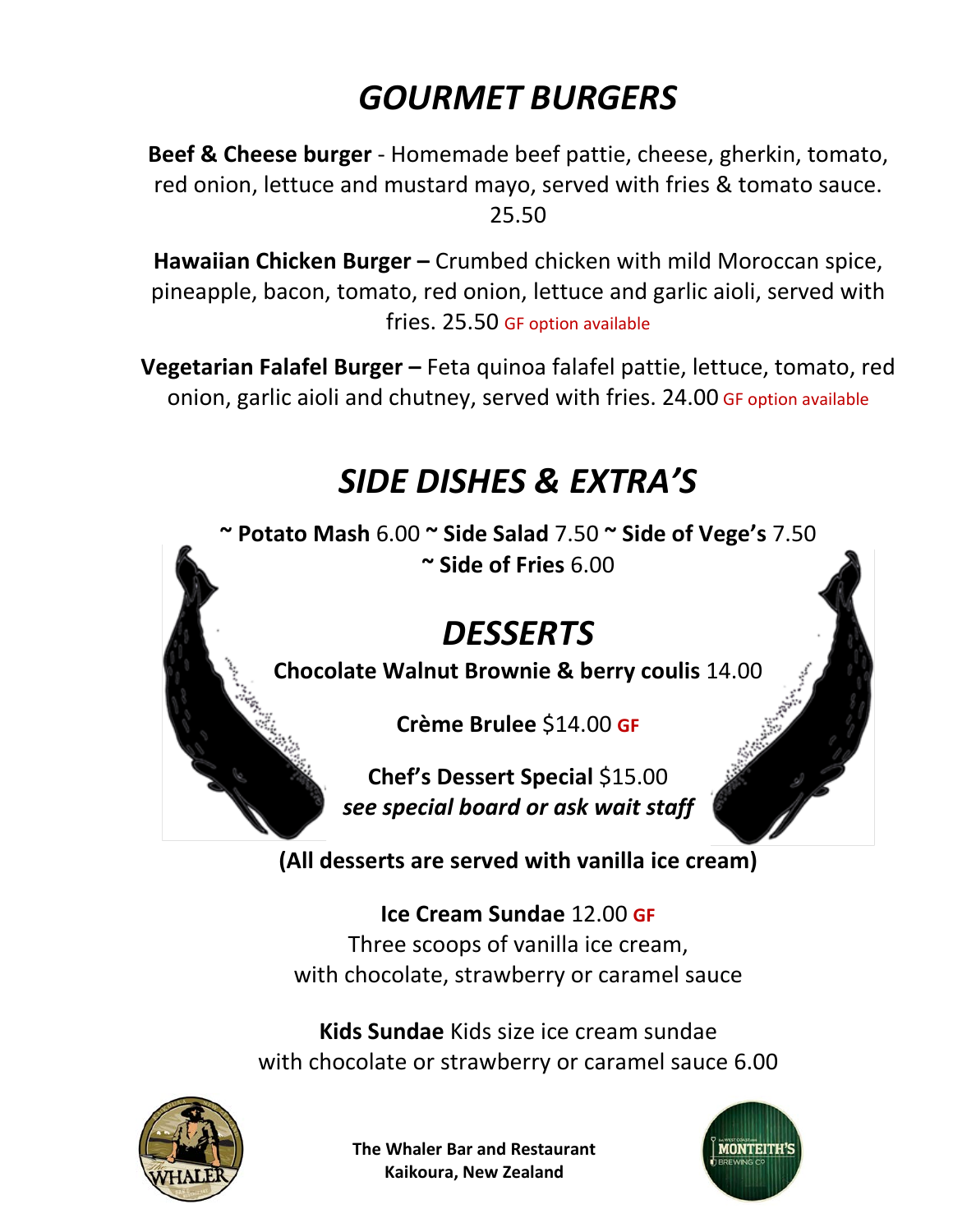## *GOURMET BURGERS*

**Beef & Cheese burger** - Homemade beef pattie, cheese, gherkin, tomato, red onion, lettuce and mustard mayo, served with fries & tomato sauce. 25.50

**Hawaiian Chicken Burger –** Crumbed chicken with mild Moroccan spice, pineapple, bacon, tomato, red onion, lettuce and garlic aioli, served with fries. 25.50 GF option available

**Vegetarian Falafel Burger –** Feta quinoa falafel pattie, lettuce, tomato, red onion, garlic aioli and chutney, served with fries. 24.00 GF option available

## *SIDE DISHES & EXTRA'S*

~ **Potato Mash** 6.00 ~ **Side Salad** 7.50 ~ **Side of Vege's** 7.50 ~ **Side of Fries** 6.00

## *DESSERTS*

**Chocolate Walnut Brownie & berry coulis** 14.00

**Crème Brulee** $14.00 **GF**

**Chef's Dessert Special** $15.00
***see special board or ask wait staff***

**(All desserts are served with vanilla ice cream)**

**Ice Cream Sundae** 12.00 **GF**
Three scoops of vanilla ice cream,
with chocolate, strawberry or caramel sauce

**Kids Sundae** Kids size ice cream sundae
with chocolate or strawberry or caramel sauce 6.00

**The Whaler Bar and Restaurant**
**Kaikoura, New Zealand**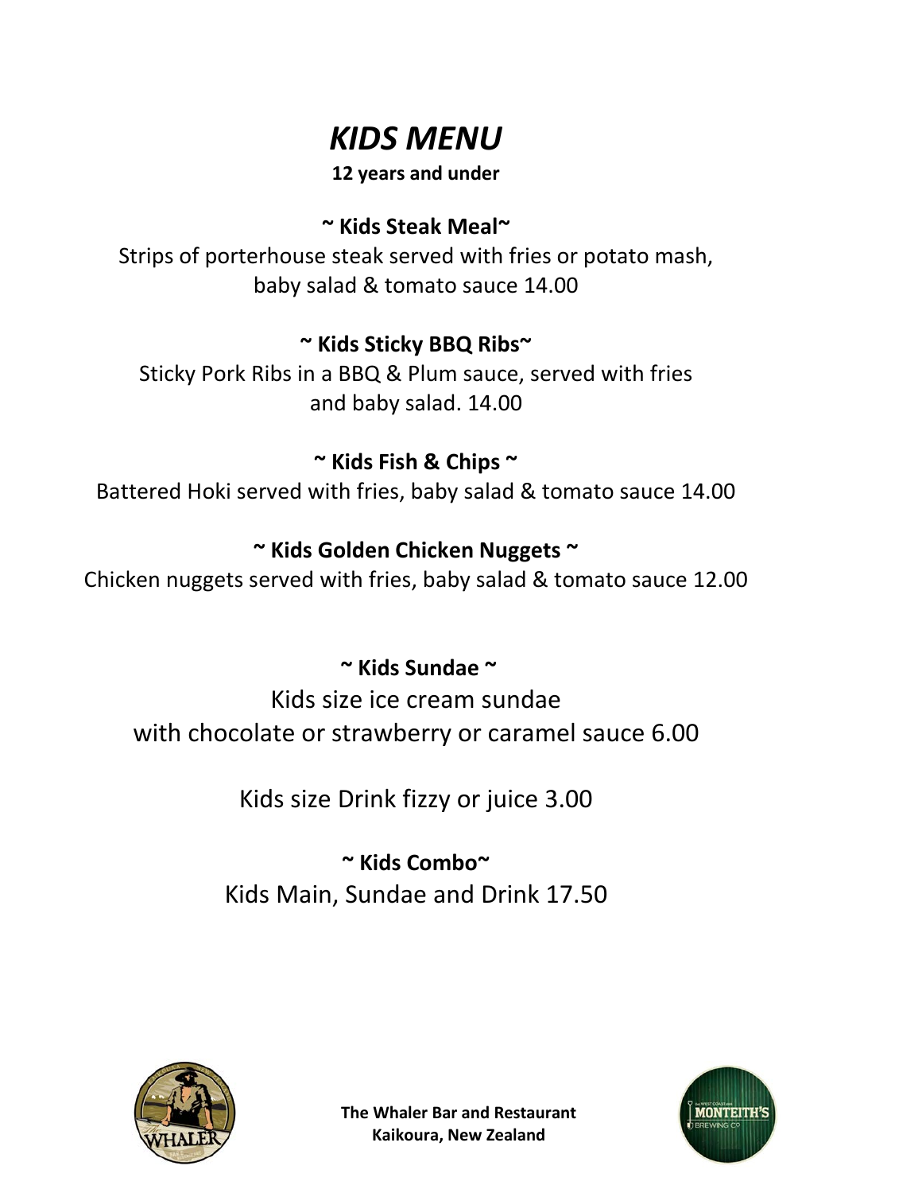# *KIDS MENU*

**12 years and under**

**~ Kids Steak Meal~**

Strips of porterhouse steak served with fries or potato mash, baby salad & tomato sauce 14.00

**~ Kids Sticky BBQ Ribs~**

Sticky Pork Ribs in a BBQ & Plum sauce, served with fries and baby salad. 14.00

**~ Kids Fish & Chips ~**

Battered Hoki served with fries, baby salad & tomato sauce 14.00

**~ Kids Golden Chicken Nuggets ~**

Chicken nuggets served with fries, baby salad & tomato sauce 12.00

**~ Kids Sundae ~**

Kids size ice cream sundae
with chocolate or strawberry or caramel sauce 6.00

Kids size Drink fizzy or juice 3.00

**~ Kids Combo~**

Kids Main, Sundae and Drink 17.50

**The Whaler Bar and Restaurant**
**Kaikoura, New Zealand**